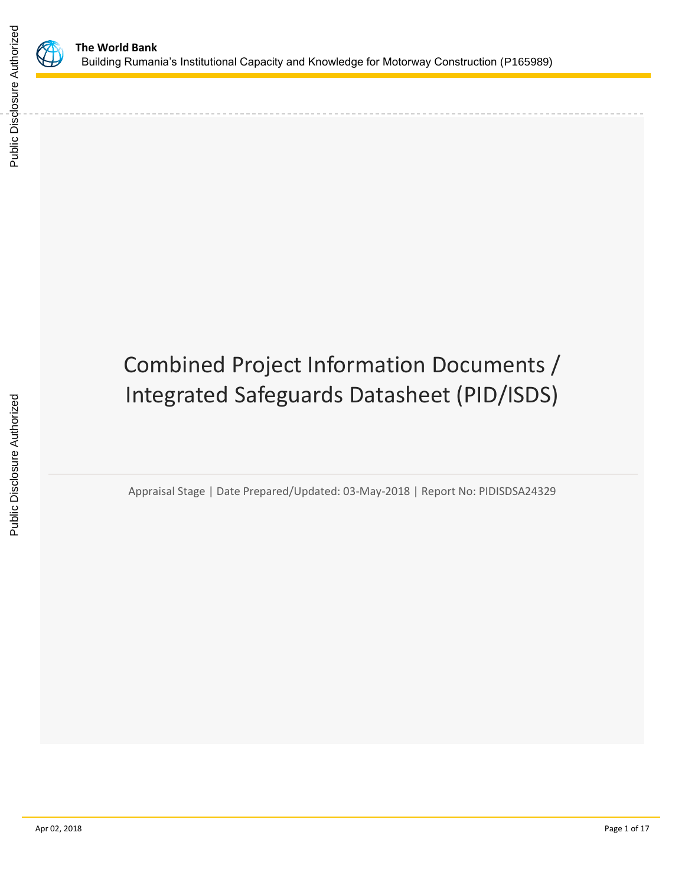# Combined Project Information Documents / Integrated Safeguards Datasheet (PID/ISDS)

Appraisal Stage | Date Prepared/Updated: 03-May-2018 | Report No: PIDISDSA24329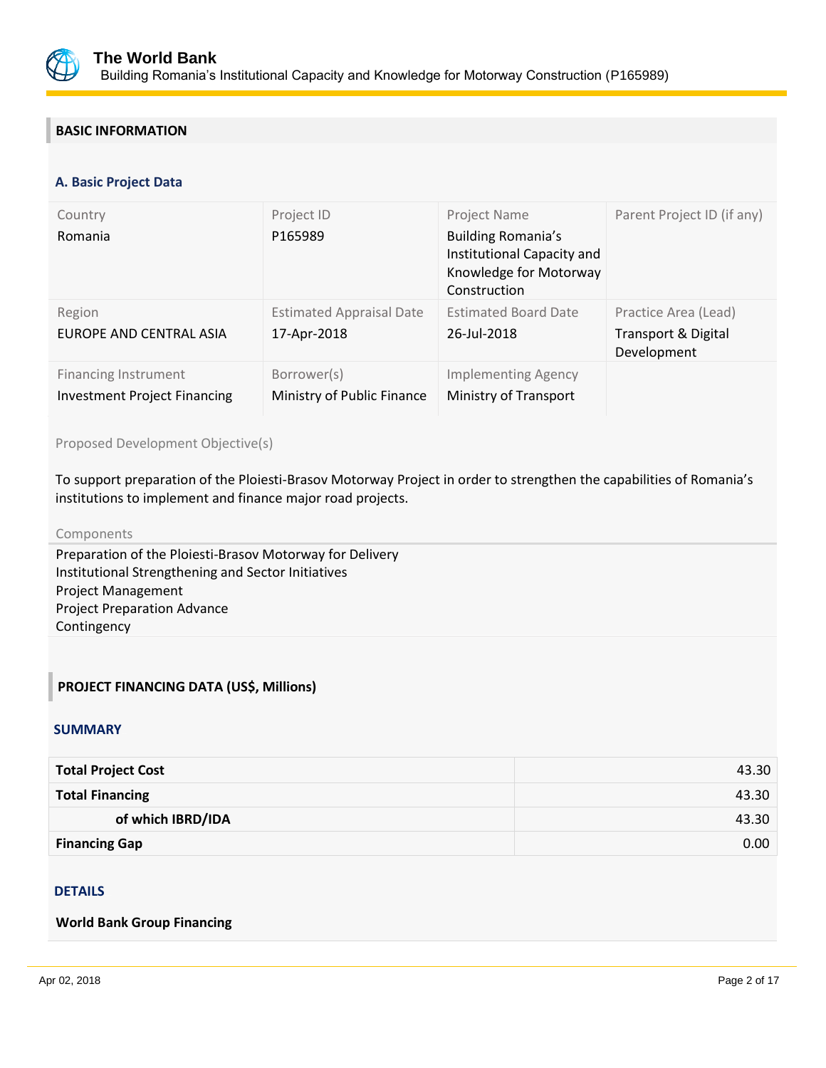## BASIC INFORMATION

### A. Basic Project Data

| Country | Project ID | Project Name | Parent Project ID (if any) |
|---|---|---|---|
| Romania | P165989 | Building Romania's Institutional Capacity and Knowledge for Motorway Construction | |
| **Region** | **Estimated Appraisal Date** | **Estimated Board Date** | **Practice Area (Lead)** |
| EUROPE AND CENTRAL ASIA | 17-Apr-2018 | 26-Jul-2018 | Transport & Digital Development |
| **Financing Instrument** | **Borrower(s)** | **Implementing Agency** | |
| Investment Project Financing | Ministry of Public Finance | Ministry of Transport | |

Proposed Development Objective(s)

To support preparation of the Ploiesti-Brasov Motorway Project in order to strengthen the capabilities of Romania's institutions to implement and finance major road projects.

Components

Preparation of the Ploiesti-Brasov Motorway for Delivery
Institutional Strengthening and Sector Initiatives
Project Management
Project Preparation Advance
Contingency

## PROJECT FINANCING DATA (US$, Millions)

### SUMMARY

| | |
|---|---|
| **Total Project Cost** | 43.30 |
| **Total Financing** | 43.30 |
| **of which IBRD/IDA** | 43.30 |
| **Financing Gap** | 0.00 |

### DETAILS

**World Bank Group Financing**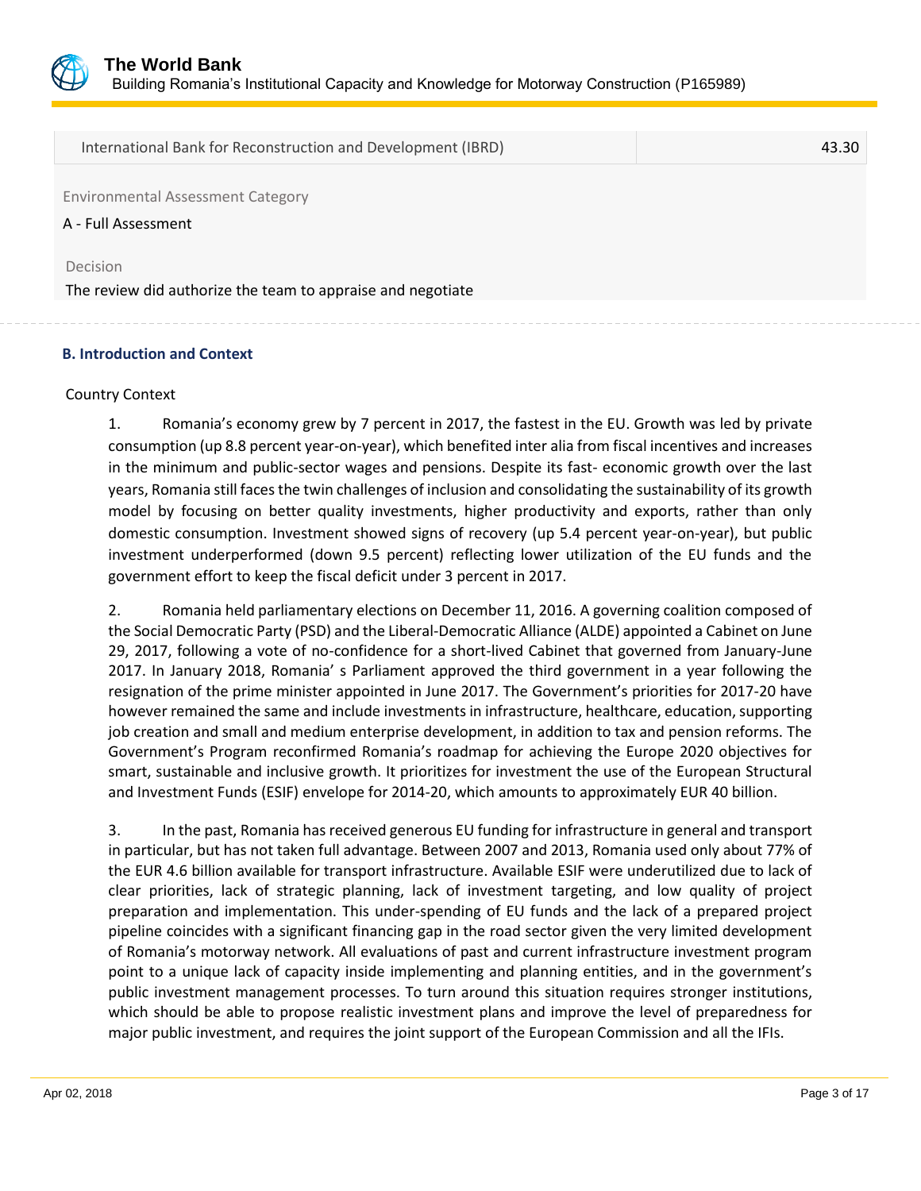| International Bank for Reconstruction and Development (IBRD) | 43.30 |
|---|---|

Environmental Assessment Category

A - Full Assessment

Decision

The review did authorize the team to appraise and negotiate

### B. Introduction and Context

Country Context

1. Romania's economy grew by 7 percent in 2017, the fastest in the EU. Growth was led by private consumption (up 8.8 percent year-on-year), which benefited inter alia from fiscal incentives and increases in the minimum and public-sector wages and pensions. Despite its fast- economic growth over the last years, Romania still faces the twin challenges of inclusion and consolidating the sustainability of its growth model by focusing on better quality investments, higher productivity and exports, rather than only domestic consumption. Investment showed signs of recovery (up 5.4 percent year-on-year), but public investment underperformed (down 9.5 percent) reflecting lower utilization of the EU funds and the government effort to keep the fiscal deficit under 3 percent in 2017.

2. Romania held parliamentary elections on December 11, 2016. A governing coalition composed of the Social Democratic Party (PSD) and the Liberal-Democratic Alliance (ALDE) appointed a Cabinet on June 29, 2017, following a vote of no-confidence for a short-lived Cabinet that governed from January-June 2017. In January 2018, Romania' s Parliament approved the third government in a year following the resignation of the prime minister appointed in June 2017. The Government's priorities for 2017-20 have however remained the same and include investments in infrastructure, healthcare, education, supporting job creation and small and medium enterprise development, in addition to tax and pension reforms. The Government's Program reconfirmed Romania's roadmap for achieving the Europe 2020 objectives for smart, sustainable and inclusive growth. It prioritizes for investment the use of the European Structural and Investment Funds (ESIF) envelope for 2014-20, which amounts to approximately EUR 40 billion.

3. In the past, Romania has received generous EU funding for infrastructure in general and transport in particular, but has not taken full advantage. Between 2007 and 2013, Romania used only about 77% of the EUR 4.6 billion available for transport infrastructure. Available ESIF were underutilized due to lack of clear priorities, lack of strategic planning, lack of investment targeting, and low quality of project preparation and implementation. This under-spending of EU funds and the lack of a prepared project pipeline coincides with a significant financing gap in the road sector given the very limited development of Romania's motorway network. All evaluations of past and current infrastructure investment program point to a unique lack of capacity inside implementing and planning entities, and in the government's public investment management processes. To turn around this situation requires stronger institutions, which should be able to propose realistic investment plans and improve the level of preparedness for major public investment, and requires the joint support of the European Commission and all the IFIs.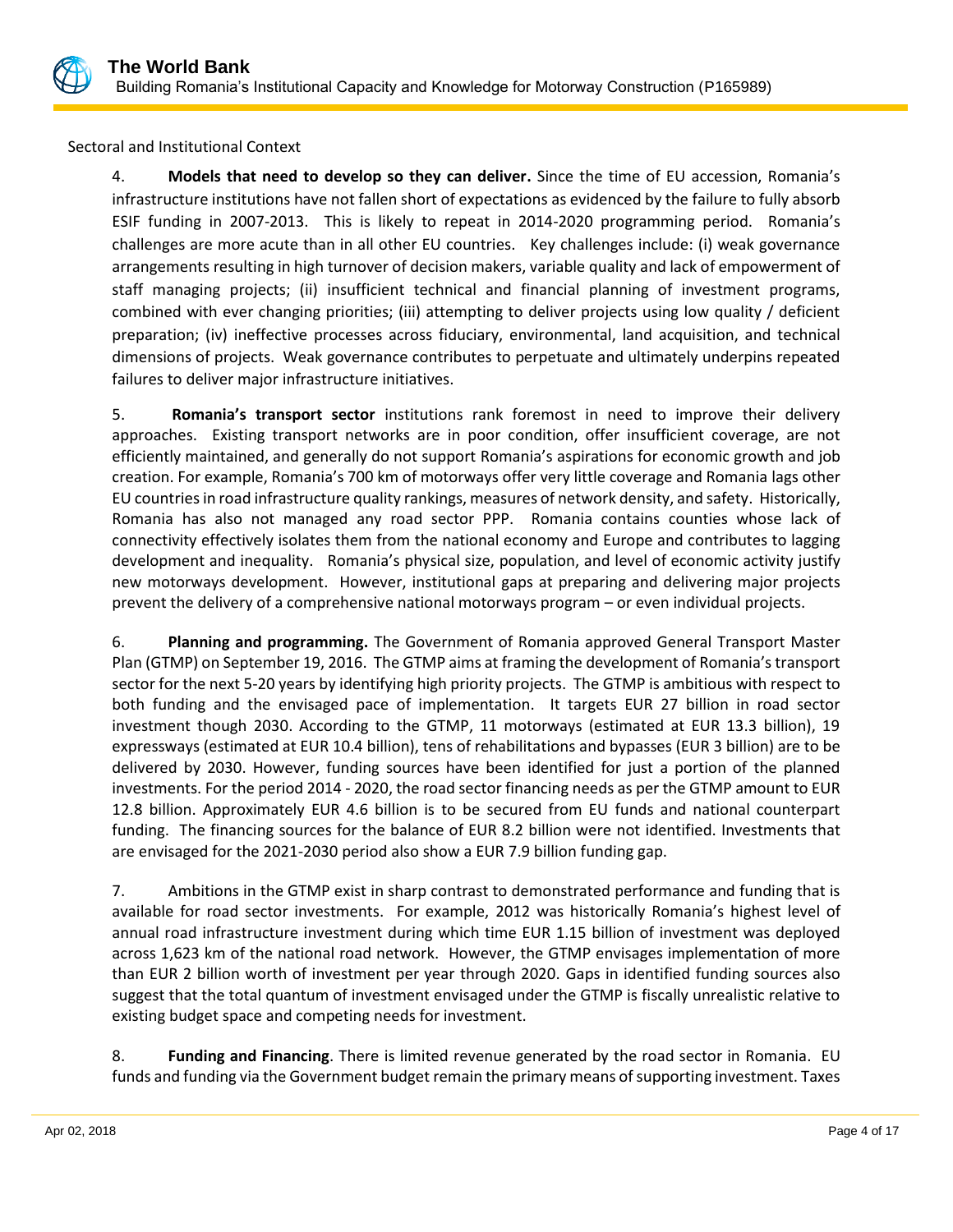Sectoral and Institutional Context

4. **Models that need to develop so they can deliver.** Since the time of EU accession, Romania's infrastructure institutions have not fallen short of expectations as evidenced by the failure to fully absorb ESIF funding in 2007-2013. This is likely to repeat in 2014-2020 programming period. Romania's challenges are more acute than in all other EU countries. Key challenges include: (i) weak governance arrangements resulting in high turnover of decision makers, variable quality and lack of empowerment of staff managing projects; (ii) insufficient technical and financial planning of investment programs, combined with ever changing priorities; (iii) attempting to deliver projects using low quality / deficient preparation; (iv) ineffective processes across fiduciary, environmental, land acquisition, and technical dimensions of projects. Weak governance contributes to perpetuate and ultimately underpins repeated failures to deliver major infrastructure initiatives.

5. **Romania's transport sector** institutions rank foremost in need to improve their delivery approaches. Existing transport networks are in poor condition, offer insufficient coverage, are not efficiently maintained, and generally do not support Romania's aspirations for economic growth and job creation. For example, Romania's 700 km of motorways offer very little coverage and Romania lags other EU countries in road infrastructure quality rankings, measures of network density, and safety. Historically, Romania has also not managed any road sector PPP. Romania contains counties whose lack of connectivity effectively isolates them from the national economy and Europe and contributes to lagging development and inequality. Romania's physical size, population, and level of economic activity justify new motorways development. However, institutional gaps at preparing and delivering major projects prevent the delivery of a comprehensive national motorways program – or even individual projects.

6. **Planning and programming.** The Government of Romania approved General Transport Master Plan (GTMP) on September 19, 2016. The GTMP aims at framing the development of Romania's transport sector for the next 5-20 years by identifying high priority projects. The GTMP is ambitious with respect to both funding and the envisaged pace of implementation. It targets EUR 27 billion in road sector investment though 2030. According to the GTMP, 11 motorways (estimated at EUR 13.3 billion), 19 expressways (estimated at EUR 10.4 billion), tens of rehabilitations and bypasses (EUR 3 billion) are to be delivered by 2030. However, funding sources have been identified for just a portion of the planned investments. For the period 2014 - 2020, the road sector financing needs as per the GTMP amount to EUR 12.8 billion. Approximately EUR 4.6 billion is to be secured from EU funds and national counterpart funding. The financing sources for the balance of EUR 8.2 billion were not identified. Investments that are envisaged for the 2021-2030 period also show a EUR 7.9 billion funding gap.

7. Ambitions in the GTMP exist in sharp contrast to demonstrated performance and funding that is available for road sector investments. For example, 2012 was historically Romania's highest level of annual road infrastructure investment during which time EUR 1.15 billion of investment was deployed across 1,623 km of the national road network. However, the GTMP envisages implementation of more than EUR 2 billion worth of investment per year through 2020. Gaps in identified funding sources also suggest that the total quantum of investment envisaged under the GTMP is fiscally unrealistic relative to existing budget space and competing needs for investment.

8. **Funding and Financing**. There is limited revenue generated by the road sector in Romania. EU funds and funding via the Government budget remain the primary means of supporting investment. Taxes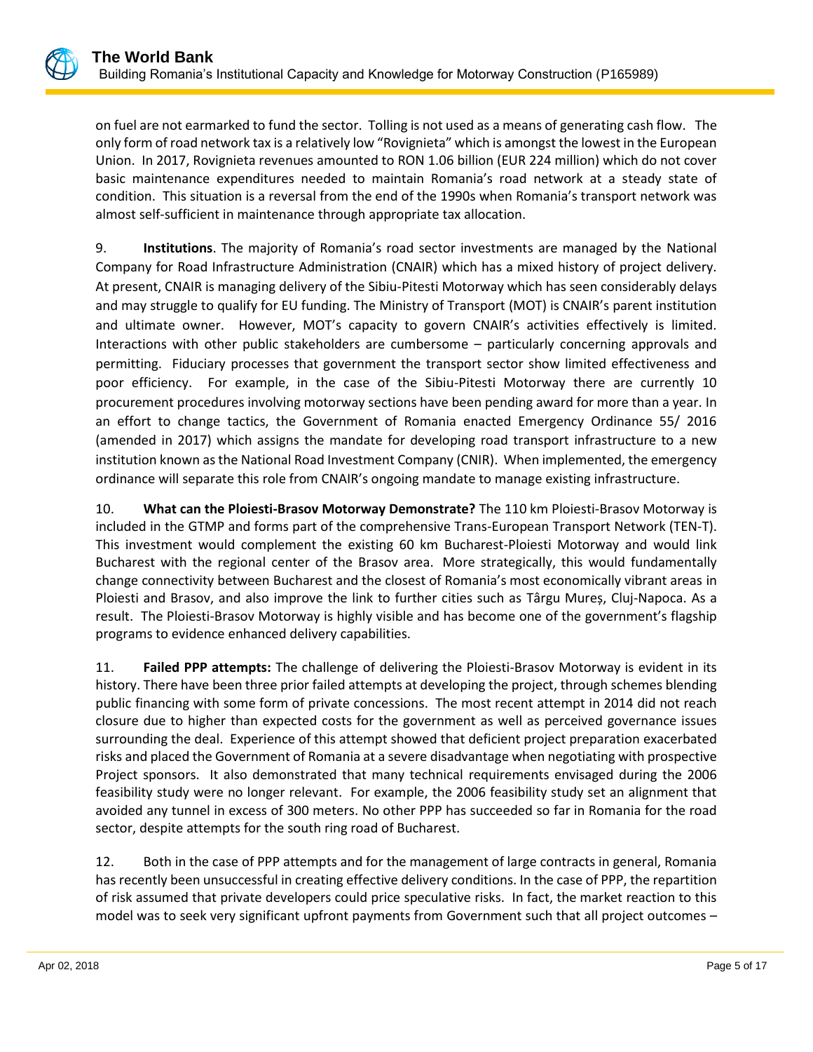on fuel are not earmarked to fund the sector. Tolling is not used as a means of generating cash flow. The only form of road network tax is a relatively low “Rovignieta” which is amongst the lowest in the European Union. In 2017, Rovignieta revenues amounted to RON 1.06 billion (EUR 224 million) which do not cover basic maintenance expenditures needed to maintain Romania’s road network at a steady state of condition. This situation is a reversal from the end of the 1990s when Romania’s transport network was almost self-sufficient in maintenance through appropriate tax allocation.

9. **Institutions**. The majority of Romania’s road sector investments are managed by the National Company for Road Infrastructure Administration (CNAIR) which has a mixed history of project delivery. At present, CNAIR is managing delivery of the Sibiu-Pitesti Motorway which has seen considerably delays and may struggle to qualify for EU funding. The Ministry of Transport (MOT) is CNAIR’s parent institution and ultimate owner. However, MOT’s capacity to govern CNAIR’s activities effectively is limited. Interactions with other public stakeholders are cumbersome – particularly concerning approvals and permitting. Fiduciary processes that government the transport sector show limited effectiveness and poor efficiency. For example, in the case of the Sibiu-Pitesti Motorway there are currently 10 procurement procedures involving motorway sections have been pending award for more than a year. In an effort to change tactics, the Government of Romania enacted Emergency Ordinance 55/ 2016 (amended in 2017) which assigns the mandate for developing road transport infrastructure to a new institution known as the National Road Investment Company (CNIR). When implemented, the emergency ordinance will separate this role from CNAIR’s ongoing mandate to manage existing infrastructure.

10. **What can the Ploiesti-Brasov Motorway Demonstrate?** The 110 km Ploiesti-Brasov Motorway is included in the GTMP and forms part of the comprehensive Trans-European Transport Network (TEN-T). This investment would complement the existing 60 km Bucharest-Ploiesti Motorway and would link Bucharest with the regional center of the Brasov area. More strategically, this would fundamentally change connectivity between Bucharest and the closest of Romania’s most economically vibrant areas in Ploiesti and Brasov, and also improve the link to further cities such as Târgu Mureș, Cluj-Napoca. As a result. The Ploiesti-Brasov Motorway is highly visible and has become one of the government’s flagship programs to evidence enhanced delivery capabilities.

11. **Failed PPP attempts:** The challenge of delivering the Ploiesti-Brasov Motorway is evident in its history. There have been three prior failed attempts at developing the project, through schemes blending public financing with some form of private concessions. The most recent attempt in 2014 did not reach closure due to higher than expected costs for the government as well as perceived governance issues surrounding the deal. Experience of this attempt showed that deficient project preparation exacerbated risks and placed the Government of Romania at a severe disadvantage when negotiating with prospective Project sponsors. It also demonstrated that many technical requirements envisaged during the 2006 feasibility study were no longer relevant. For example, the 2006 feasibility study set an alignment that avoided any tunnel in excess of 300 meters. No other PPP has succeeded so far in Romania for the road sector, despite attempts for the south ring road of Bucharest.

12. Both in the case of PPP attempts and for the management of large contracts in general, Romania has recently been unsuccessful in creating effective delivery conditions. In the case of PPP, the repartition of risk assumed that private developers could price speculative risks. In fact, the market reaction to this model was to seek very significant upfront payments from Government such that all project outcomes –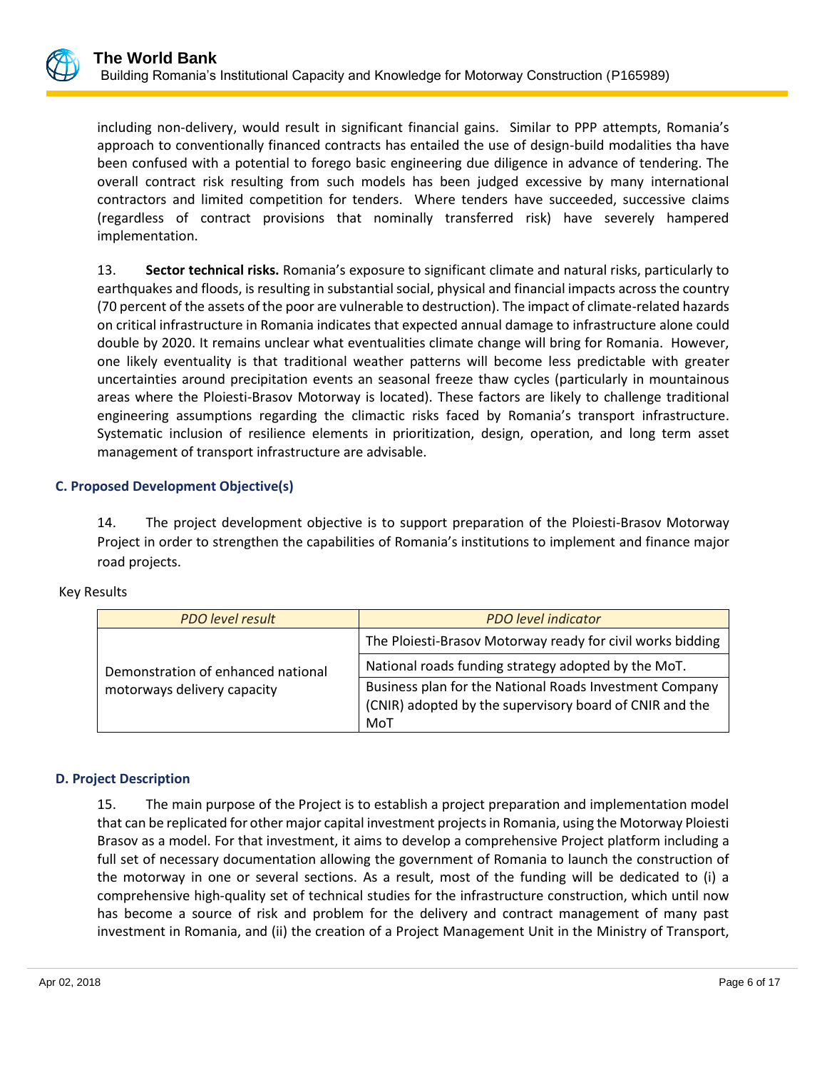including non-delivery, would result in significant financial gains. Similar to PPP attempts, Romania's approach to conventionally financed contracts has entailed the use of design-build modalities tha have been confused with a potential to forego basic engineering due diligence in advance of tendering. The overall contract risk resulting from such models has been judged excessive by many international contractors and limited competition for tenders. Where tenders have succeeded, successive claims (regardless of contract provisions that nominally transferred risk) have severely hampered implementation.

13. **Sector technical risks.** Romania's exposure to significant climate and natural risks, particularly to earthquakes and floods, is resulting in substantial social, physical and financial impacts across the country (70 percent of the assets of the poor are vulnerable to destruction). The impact of climate-related hazards on critical infrastructure in Romania indicates that expected annual damage to infrastructure alone could double by 2020. It remains unclear what eventualities climate change will bring for Romania. However, one likely eventuality is that traditional weather patterns will become less predictable with greater uncertainties around precipitation events an seasonal freeze thaw cycles (particularly in mountainous areas where the Ploiesti-Brasov Motorway is located). These factors are likely to challenge traditional engineering assumptions regarding the climactic risks faced by Romania's transport infrastructure. Systematic inclusion of resilience elements in prioritization, design, operation, and long term asset management of transport infrastructure are advisable.

### C. Proposed Development Objective(s)

14. The project development objective is to support preparation of the Ploiesti-Brasov Motorway Project in order to strengthen the capabilities of Romania's institutions to implement and finance major road projects.

Key Results

| *PDO level result* | *PDO level indicator* |
|---|---|
| Demonstration of enhanced national motorways delivery capacity | The Ploiesti-Brasov Motorway ready for civil works bidding |
| | National roads funding strategy adopted by the MoT. |
| | Business plan for the National Roads Investment Company (CNIR) adopted by the supervisory board of CNIR and the MoT |

### D. Project Description

15. The main purpose of the Project is to establish a project preparation and implementation model that can be replicated for other major capital investment projects in Romania, using the Motorway Ploiesti Brasov as a model. For that investment, it aims to develop a comprehensive Project platform including a full set of necessary documentation allowing the government of Romania to launch the construction of the motorway in one or several sections. As a result, most of the funding will be dedicated to (i) a comprehensive high-quality set of technical studies for the infrastructure construction, which until now has become a source of risk and problem for the delivery and contract management of many past investment in Romania, and (ii) the creation of a Project Management Unit in the Ministry of Transport,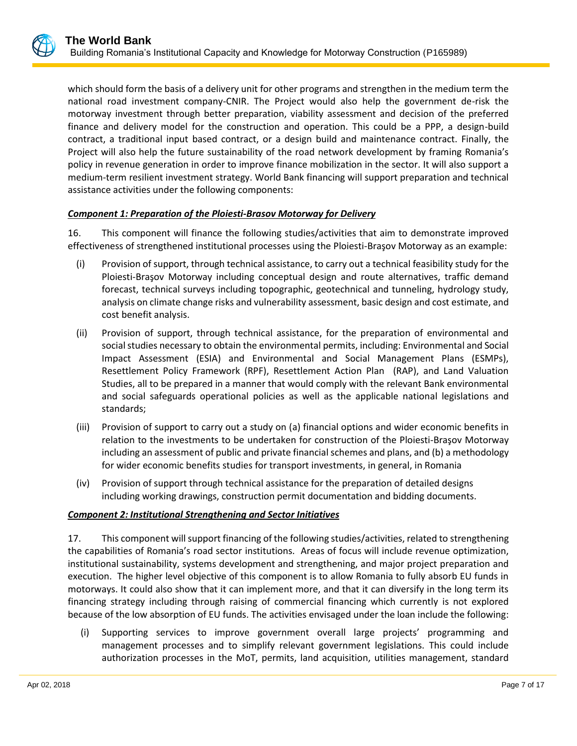which should form the basis of a delivery unit for other programs and strengthen in the medium term the national road investment company-CNIR. The Project would also help the government de-risk the motorway investment through better preparation, viability assessment and decision of the preferred finance and delivery model for the construction and operation. This could be a PPP, a design-build contract, a traditional input based contract, or a design build and maintenance contract. Finally, the Project will also help the future sustainability of the road network development by framing Romania's policy in revenue generation in order to improve finance mobilization in the sector. It will also support a medium-term resilient investment strategy. World Bank financing will support preparation and technical assistance activities under the following components:

***Component 1: Preparation of the Ploiesti-Brasov Motorway for Delivery***

16. This component will finance the following studies/activities that aim to demonstrate improved effectiveness of strengthened institutional processes using the Ploiesti-Braşov Motorway as an example:

(i) Provision of support, through technical assistance, to carry out a technical feasibility study for the Ploiesti-Braşov Motorway including conceptual design and route alternatives, traffic demand forecast, technical surveys including topographic, geotechnical and tunneling, hydrology study, analysis on climate change risks and vulnerability assessment, basic design and cost estimate, and cost benefit analysis.

(ii) Provision of support, through technical assistance, for the preparation of environmental and social studies necessary to obtain the environmental permits, including: Environmental and Social Impact Assessment (ESIA) and Environmental and Social Management Plans (ESMPs), Resettlement Policy Framework (RPF), Resettlement Action Plan (RAP), and Land Valuation Studies, all to be prepared in a manner that would comply with the relevant Bank environmental and social safeguards operational policies as well as the applicable national legislations and standards;

(iii) Provision of support to carry out a study on (a) financial options and wider economic benefits in relation to the investments to be undertaken for construction of the Ploiesti-Braşov Motorway including an assessment of public and private financial schemes and plans, and (b) a methodology for wider economic benefits studies for transport investments, in general, in Romania

(iv) Provision of support through technical assistance for the preparation of detailed designs including working drawings, construction permit documentation and bidding documents.

***Component 2: Institutional Strengthening and Sector Initiatives***

17. This component will support financing of the following studies/activities, related to strengthening the capabilities of Romania's road sector institutions. Areas of focus will include revenue optimization, institutional sustainability, systems development and strengthening, and major project preparation and execution. The higher level objective of this component is to allow Romania to fully absorb EU funds in motorways. It could also show that it can implement more, and that it can diversify in the long term its financing strategy including through raising of commercial financing which currently is not explored because of the low absorption of EU funds. The activities envisaged under the loan include the following:

(i) Supporting services to improve government overall large projects' programming and management processes and to simplify relevant government legislations. This could include authorization processes in the MoT, permits, land acquisition, utilities management, standard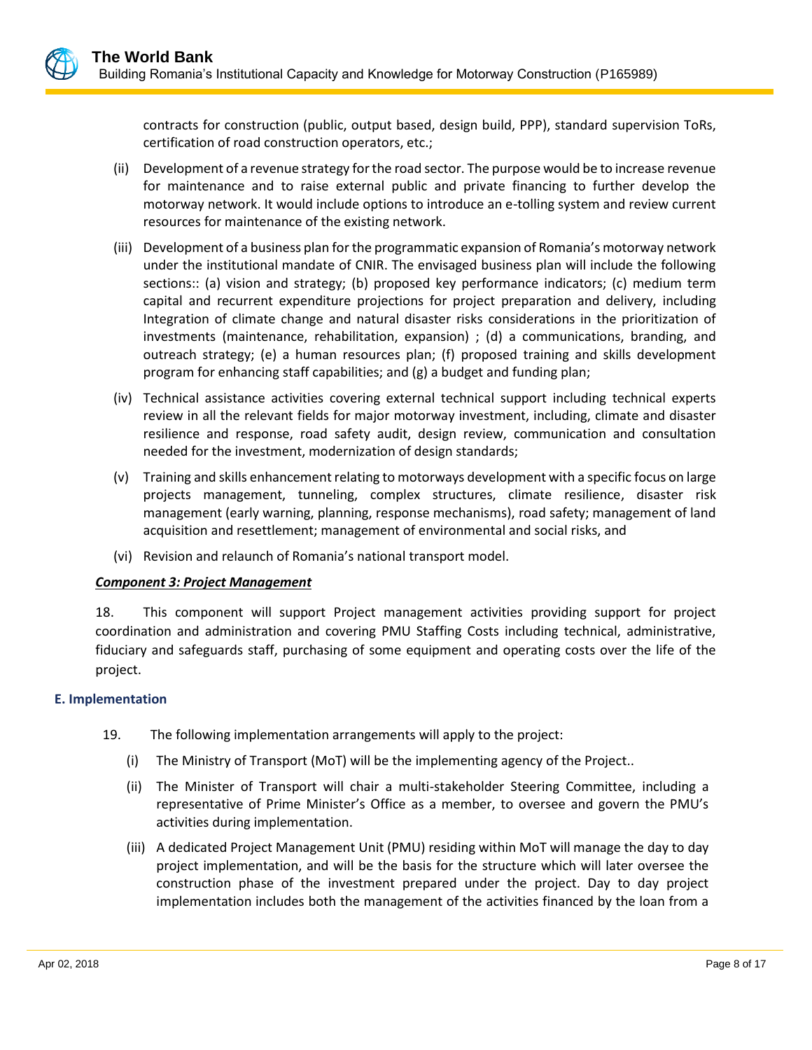contracts for construction (public, output based, design build, PPP), standard supervision ToRs, certification of road construction operators, etc.;

(ii) Development of a revenue strategy for the road sector. The purpose would be to increase revenue for maintenance and to raise external public and private financing to further develop the motorway network. It would include options to introduce an e-tolling system and review current resources for maintenance of the existing network.

(iii) Development of a business plan for the programmatic expansion of Romania's motorway network under the institutional mandate of CNIR. The envisaged business plan will include the following sections:: (a) vision and strategy; (b) proposed key performance indicators; (c) medium term capital and recurrent expenditure projections for project preparation and delivery, including Integration of climate change and natural disaster risks considerations in the prioritization of investments (maintenance, rehabilitation, expansion) ; (d) a communications, branding, and outreach strategy; (e) a human resources plan; (f) proposed training and skills development program for enhancing staff capabilities; and (g) a budget and funding plan;

(iv) Technical assistance activities covering external technical support including technical experts review in all the relevant fields for major motorway investment, including, climate and disaster resilience and response, road safety audit, design review, communication and consultation needed for the investment, modernization of design standards;

(v) Training and skills enhancement relating to motorways development with a specific focus on large projects management, tunneling, complex structures, climate resilience, disaster risk management (early warning, planning, response mechanisms), road safety; management of land acquisition and resettlement; management of environmental and social risks, and

(vi) Revision and relaunch of Romania's national transport model.

***Component 3: Project Management***

18. This component will support Project management activities providing support for project coordination and administration and covering PMU Staffing Costs including technical, administrative, fiduciary and safeguards staff, purchasing of some equipment and operating costs over the life of the project.

### E. Implementation

19. The following implementation arrangements will apply to the project:

(i) The Ministry of Transport (MoT) will be the implementing agency of the Project..

(ii) The Minister of Transport will chair a multi-stakeholder Steering Committee, including a representative of Prime Minister's Office as a member, to oversee and govern the PMU's activities during implementation.

(iii) A dedicated Project Management Unit (PMU) residing within MoT will manage the day to day project implementation, and will be the basis for the structure which will later oversee the construction phase of the investment prepared under the project. Day to day project implementation includes both the management of the activities financed by the loan from a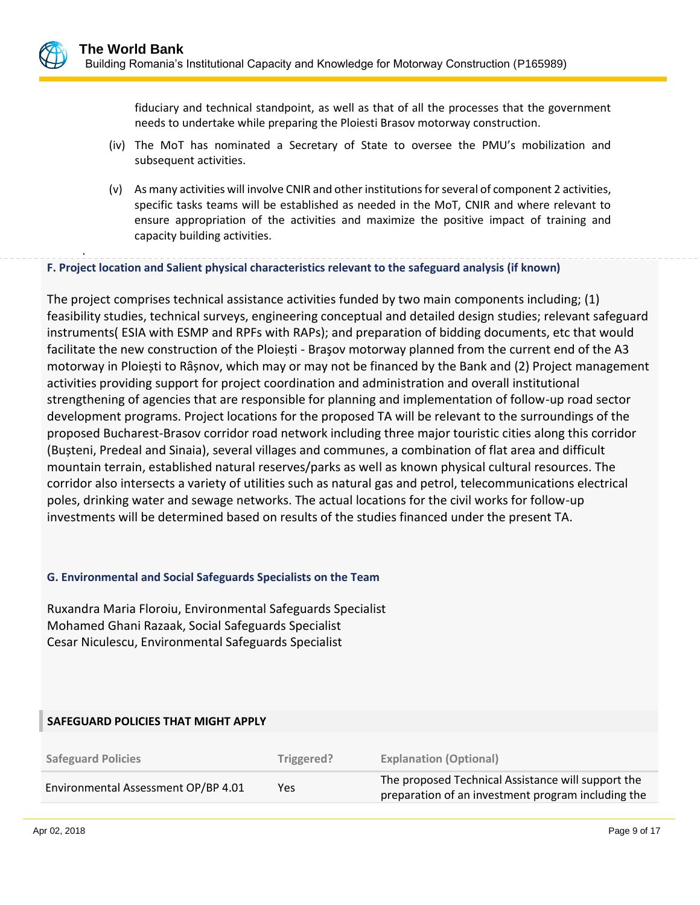fiduciary and technical standpoint, as well as that of all the processes that the government needs to undertake while preparing the Ploiesti Brasov motorway construction.

(iv) The MoT has nominated a Secretary of State to oversee the PMU's mobilization and subsequent activities.

(v) As many activities will involve CNIR and other institutions for several of component 2 activities, specific tasks teams will be established as needed in the MoT, CNIR and where relevant to ensure appropriation of the activities and maximize the positive impact of training and capacity building activities.

.

### F. Project location and Salient physical characteristics relevant to the safeguard analysis (if known)

The project comprises technical assistance activities funded by two main components including; (1) feasibility studies, technical surveys, engineering conceptual and detailed design studies; relevant safeguard instruments( ESIA with ESMP and RPFs with RAPs); and preparation of bidding documents, etc that would facilitate the new construction of the Ploiești - Braşov motorway planned from the current end of the A3 motorway in Ploiești to Râșnov, which may or may not be financed by the Bank and (2) Project management activities providing support for project coordination and administration and overall institutional strengthening of agencies that are responsible for planning and implementation of follow-up road sector development programs. Project locations for the proposed TA will be relevant to the surroundings of the proposed Bucharest-Brasov corridor road network including three major touristic cities along this corridor (Bușteni, Predeal and Sinaia), several villages and communes, a combination of flat area and difficult mountain terrain, established natural reserves/parks as well as known physical cultural resources. The corridor also intersects a variety of utilities such as natural gas and petrol, telecommunications electrical poles, drinking water and sewage networks. The actual locations for the civil works for follow-up investments will be determined based on results of the studies financed under the present TA.

### G. Environmental and Social Safeguards Specialists on the Team

Ruxandra Maria Floroiu, Environmental Safeguards Specialist
Mohamed Ghani Razaak, Social Safeguards Specialist
Cesar Niculescu, Environmental Safeguards Specialist

## SAFEGUARD POLICIES THAT MIGHT APPLY

| Safeguard Policies | Triggered? | Explanation (Optional) |
| --- | --- | --- |
| Environmental Assessment OP/BP 4.01 | Yes | The proposed Technical Assistance will support the preparation of an investment program including the |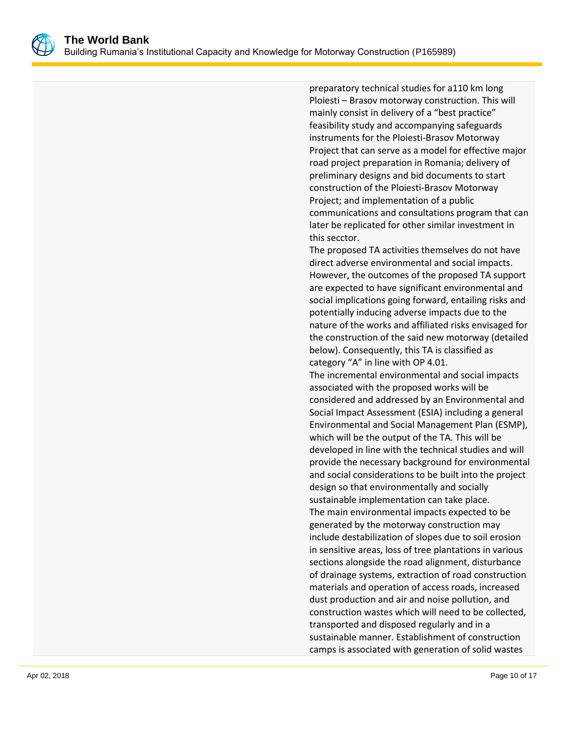preparatory technical studies for a110 km long Ploiesti – Brasov motorway construction. This will mainly consist in delivery of a "best practice" feasibility study and accompanying safeguards instruments for the Ploiesti-Brasov Motorway Project that can serve as a model for effective major road project preparation in Romania; delivery of preliminary designs and bid documents to start construction of the Ploiesti-Brasov Motorway Project; and implementation of a public communications and consultations program that can later be replicated for other similar investment in this secctor.

The proposed TA activities themselves do not have direct adverse environmental and social impacts. However, the outcomes of the proposed TA support are expected to have significant environmental and social implications going forward, entailing risks and potentially inducing adverse impacts due to the nature of the works and affiliated risks envisaged for the construction of the said new motorway (detailed below). Consequently, this TA is classified as category "A" in line with OP 4.01.

The incremental environmental and social impacts associated with the proposed works will be considered and addressed by an Environmental and Social Impact Assessment (ESIA) including a general Environmental and Social Management Plan (ESMP), which will be the output of the TA. This will be developed in line with the technical studies and will provide the necessary background for environmental and social considerations to be built into the project design so that environmentally and socially sustainable implementation can take place.

The main environmental impacts expected to be generated by the motorway construction may include destabilization of slopes due to soil erosion in sensitive areas, loss of tree plantations in various sections alongside the road alignment, disturbance of drainage systems, extraction of road construction materials and operation of access roads, increased dust production and air and noise pollution, and construction wastes which will need to be collected, transported and disposed regularly and in a sustainable manner. Establishment of construction camps is associated with generation of solid wastes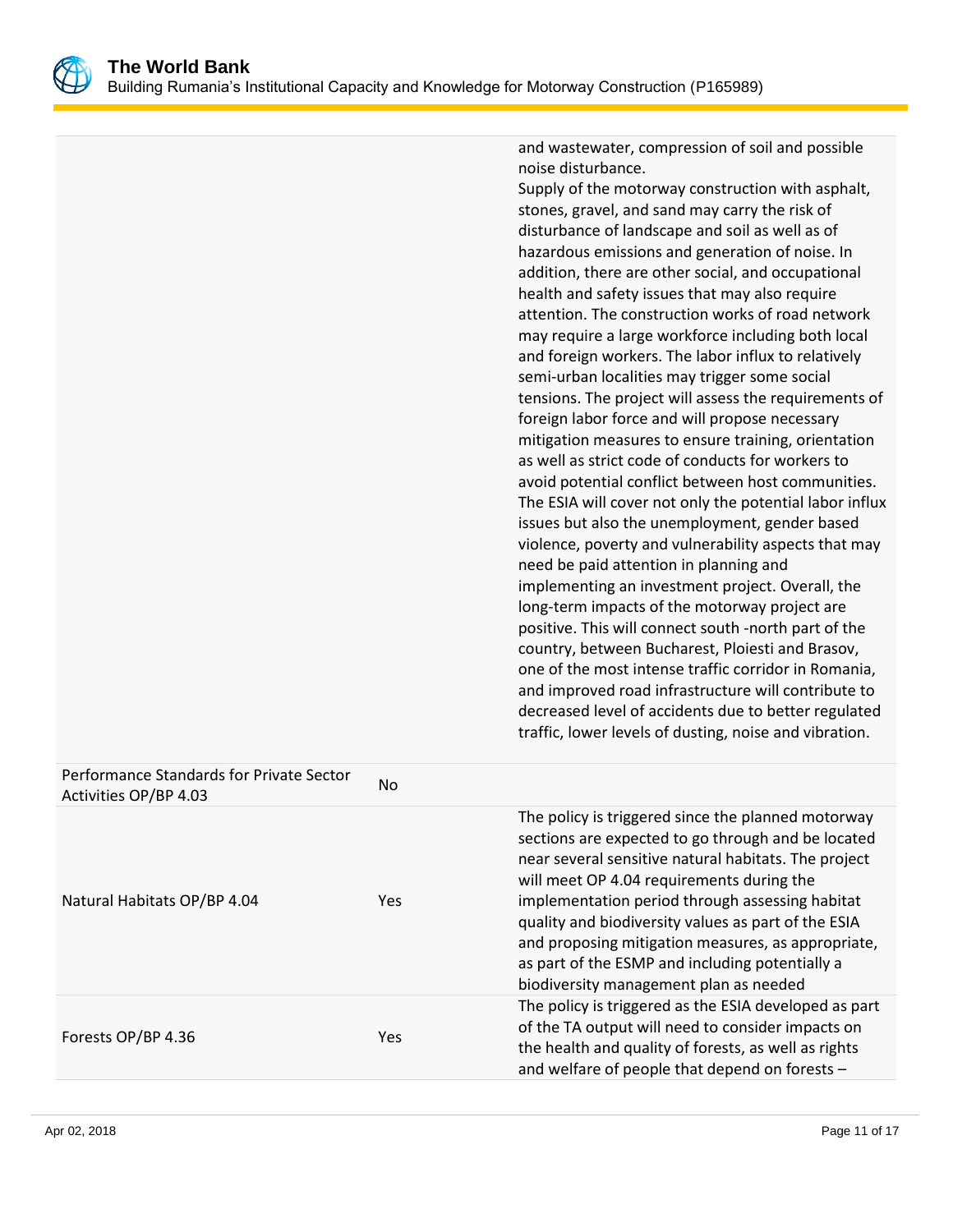| | | |
|---|---|---|
| | | and wastewater, compression of soil and possible noise disturbance. Supply of the motorway construction with asphalt, stones, gravel, and sand may carry the risk of disturbance of landscape and soil as well as of hazardous emissions and generation of noise. In addition, there are other social, and occupational health and safety issues that may also require attention. The construction works of road network may require a large workforce including both local and foreign workers. The labor influx to relatively semi-urban localities may trigger some social tensions. The project will assess the requirements of foreign labor force and will propose necessary mitigation measures to ensure training, orientation as well as strict code of conducts for workers to avoid potential conflict between host communities. The ESIA will cover not only the potential labor influx issues but also the unemployment, gender based violence, poverty and vulnerability aspects that may need be paid attention in planning and implementing an investment project. Overall, the long-term impacts of the motorway project are positive. This will connect south -north part of the country, between Bucharest, Ploiesti and Brasov, one of the most intense traffic corridor in Romania, and improved road infrastructure will contribute to decreased level of accidents due to better regulated traffic, lower levels of dusting, noise and vibration. |
| Performance Standards for Private Sector Activities OP/BP 4.03 | No | |
| Natural Habitats OP/BP 4.04 | Yes | The policy is triggered since the planned motorway sections are expected to go through and be located near several sensitive natural habitats. The project will meet OP 4.04 requirements during the implementation period through assessing habitat quality and biodiversity values as part of the ESIA and proposing mitigation measures, as appropriate, as part of the ESMP and including potentially a biodiversity management plan as needed |
| Forests OP/BP 4.36 | Yes | The policy is triggered as the ESIA developed as part of the TA output will need to consider impacts on the health and quality of forests, as well as rights and welfare of people that depend on forests – |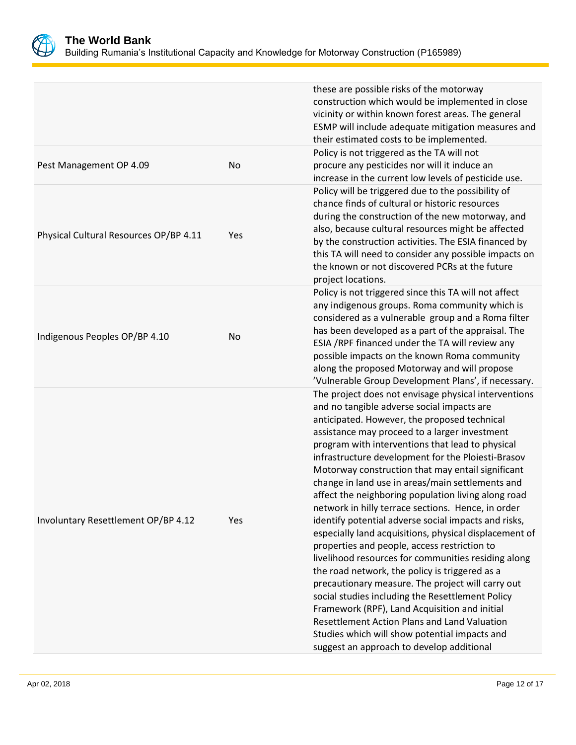| | | |
|---|---|---|
| | | these are possible risks of the motorway construction which would be implemented in close vicinity or within known forest areas. The general ESMP will include adequate mitigation measures and their estimated costs to be implemented. |
| Pest Management OP 4.09 | No | Policy is not triggered as the TA will not procure any pesticides nor will it induce an increase in the current low levels of pesticide use. |
| Physical Cultural Resources OP/BP 4.11 | Yes | Policy will be triggered due to the possibility of chance finds of cultural or historic resources during the construction of the new motorway, and also, because cultural resources might be affected by the construction activities. The ESIA financed by this TA will need to consider any possible impacts on the known or not discovered PCRs at the future project locations. |
| Indigenous Peoples OP/BP 4.10 | No | Policy is not triggered since this TA will not affect any indigenous groups. Roma community which is considered as a vulnerable group and a Roma filter has been developed as a part of the appraisal. The ESIA /RPF financed under the TA will review any possible impacts on the known Roma community along the proposed Motorway and will propose 'Vulnerable Group Development Plans', if necessary. |
| Involuntary Resettlement OP/BP 4.12 | Yes | The project does not envisage physical interventions and no tangible adverse social impacts are anticipated. However, the proposed technical assistance may proceed to a larger investment program with interventions that lead to physical infrastructure development for the Ploiesti-Brasov Motorway construction that may entail significant change in land use in areas/main settlements and affect the neighboring population living along road network in hilly terrace sections. Hence, in order identify potential adverse social impacts and risks, especially land acquisitions, physical displacement of properties and people, access restriction to livelihood resources for communities residing along the road network, the policy is triggered as a precautionary measure. The project will carry out social studies including the Resettlement Policy Framework (RPF), Land Acquisition and initial Resettlement Action Plans and Land Valuation Studies which will show potential impacts and suggest an approach to develop additional |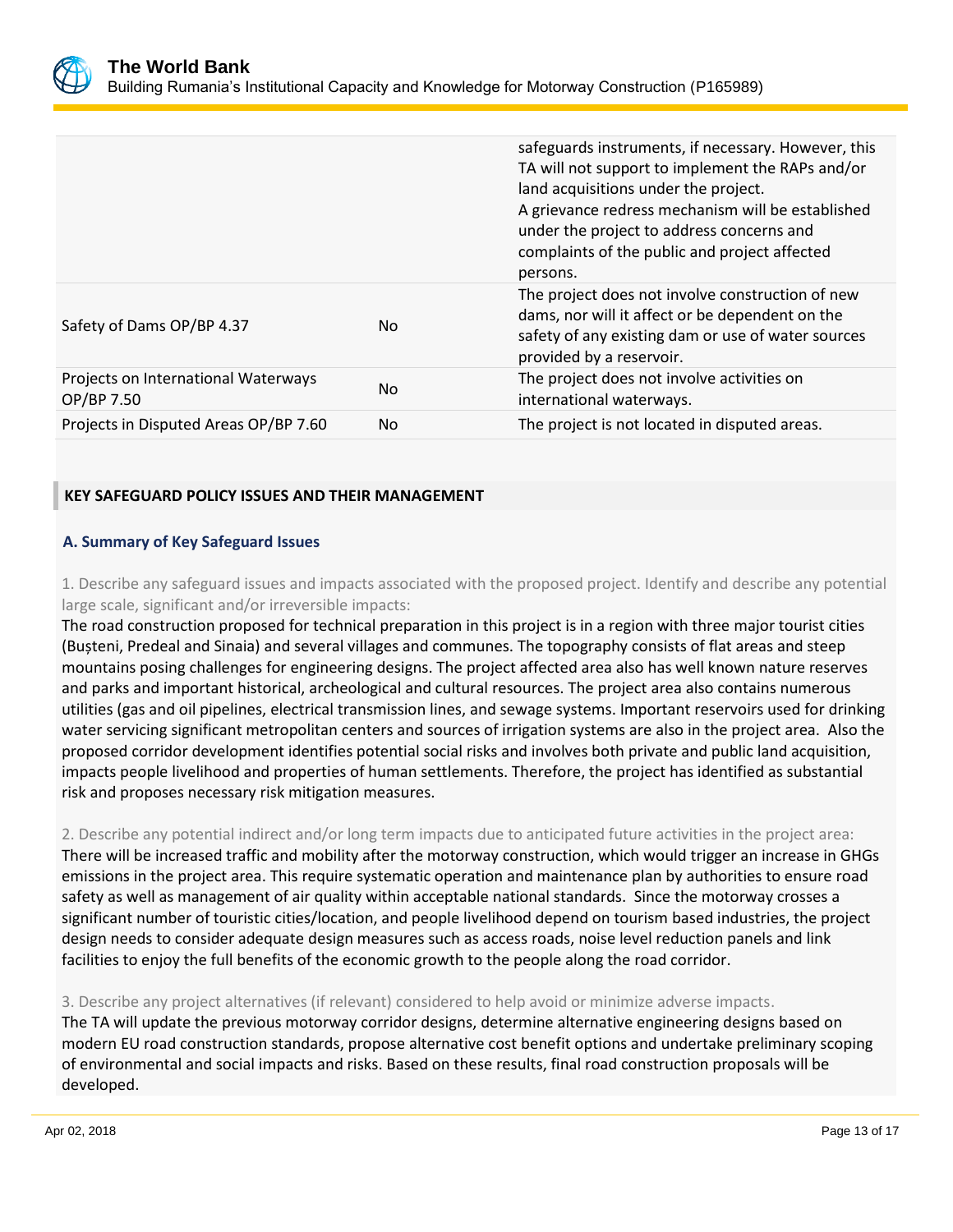| | | |
|---|---|---|
| | | safeguards instruments, if necessary. However, this TA will not support to implement the RAPs and/or land acquisitions under the project. A grievance redress mechanism will be established under the project to address concerns and complaints of the public and project affected persons. |
| Safety of Dams OP/BP 4.37 | No | The project does not involve construction of new dams, nor will it affect or be dependent on the safety of any existing dam or use of water sources provided by a reservoir. |
| Projects on International Waterways OP/BP 7.50 | No | The project does not involve activities on international waterways. |
| Projects in Disputed Areas OP/BP 7.60 | No | The project is not located in disputed areas. |

## KEY SAFEGUARD POLICY ISSUES AND THEIR MANAGEMENT

### A. Summary of Key Safeguard Issues

1. Describe any safeguard issues and impacts associated with the proposed project. Identify and describe any potential large scale, significant and/or irreversible impacts:

The road construction proposed for technical preparation in this project is in a region with three major tourist cities (Bușteni, Predeal and Sinaia) and several villages and communes. The topography consists of flat areas and steep mountains posing challenges for engineering designs. The project affected area also has well known nature reserves and parks and important historical, archeological and cultural resources. The project area also contains numerous utilities (gas and oil pipelines, electrical transmission lines, and sewage systems. Important reservoirs used for drinking water servicing significant metropolitan centers and sources of irrigation systems are also in the project area. Also the proposed corridor development identifies potential social risks and involves both private and public land acquisition, impacts people livelihood and properties of human settlements. Therefore, the project has identified as substantial risk and proposes necessary risk mitigation measures.

2. Describe any potential indirect and/or long term impacts due to anticipated future activities in the project area:

There will be increased traffic and mobility after the motorway construction, which would trigger an increase in GHGs emissions in the project area. This require systematic operation and maintenance plan by authorities to ensure road safety as well as management of air quality within acceptable national standards. Since the motorway crosses a significant number of touristic cities/location, and people livelihood depend on tourism based industries, the project design needs to consider adequate design measures such as access roads, noise level reduction panels and link facilities to enjoy the full benefits of the economic growth to the people along the road corridor.

3. Describe any project alternatives (if relevant) considered to help avoid or minimize adverse impacts.

The TA will update the previous motorway corridor designs, determine alternative engineering designs based on modern EU road construction standards, propose alternative cost benefit options and undertake preliminary scoping of environmental and social impacts and risks. Based on these results, final road construction proposals will be developed.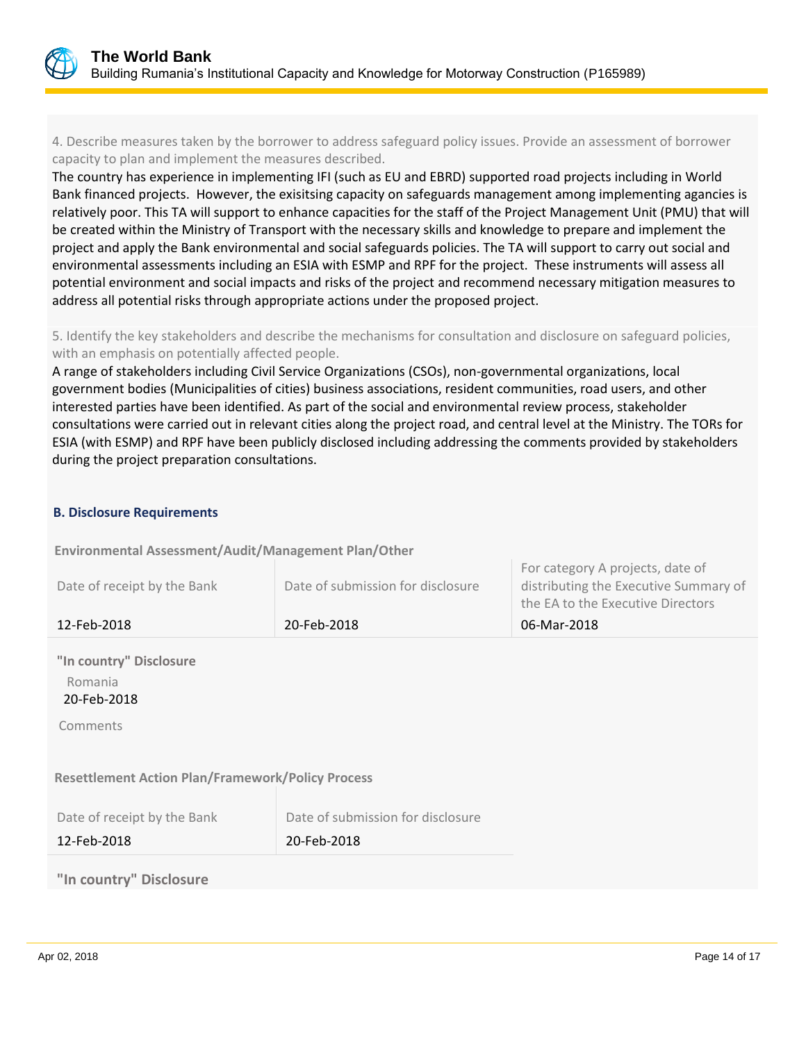4. Describe measures taken by the borrower to address safeguard policy issues. Provide an assessment of borrower capacity to plan and implement the measures described.

The country has experience in implementing IFI (such as EU and EBRD) supported road projects including in World Bank financed projects. However, the exisitsing capacity on safeguards management among implementing agancies is relatively poor. This TA will support to enhance capacities for the staff of the Project Management Unit (PMU) that will be created within the Ministry of Transport with the necessary skills and knowledge to prepare and implement the project and apply the Bank environmental and social safeguards policies. The TA will support to carry out social and environmental assessments including an ESIA with ESMP and RPF for the project. These instruments will assess all potential environment and social impacts and risks of the project and recommend necessary mitigation measures to address all potential risks through appropriate actions under the proposed project.

5. Identify the key stakeholders and describe the mechanisms for consultation and disclosure on safeguard policies, with an emphasis on potentially affected people.

A range of stakeholders including Civil Service Organizations (CSOs), non-governmental organizations, local government bodies (Municipalities of cities) business associations, resident communities, road users, and other interested parties have been identified. As part of the social and environmental review process, stakeholder consultations were carried out in relevant cities along the project road, and central level at the Ministry. The TORs for ESIA (with ESMP) and RPF have been publicly disclosed including addressing the comments provided by stakeholders during the project preparation consultations.

### B. Disclosure Requirements

**Environmental Assessment/Audit/Management Plan/Other**

| Date of receipt by the Bank | Date of submission for disclosure | For category A projects, date of distributing the Executive Summary of the EA to the Executive Directors |
|---|---|---|
| 12-Feb-2018 | 20-Feb-2018 | 06-Mar-2018 |

**"In country" Disclosure**

Romania
20-Feb-2018

Comments

**Resettlement Action Plan/Framework/Policy Process**

| Date of receipt by the Bank | Date of submission for disclosure |
|---|---|
| 12-Feb-2018 | 20-Feb-2018 |

**"In country" Disclosure**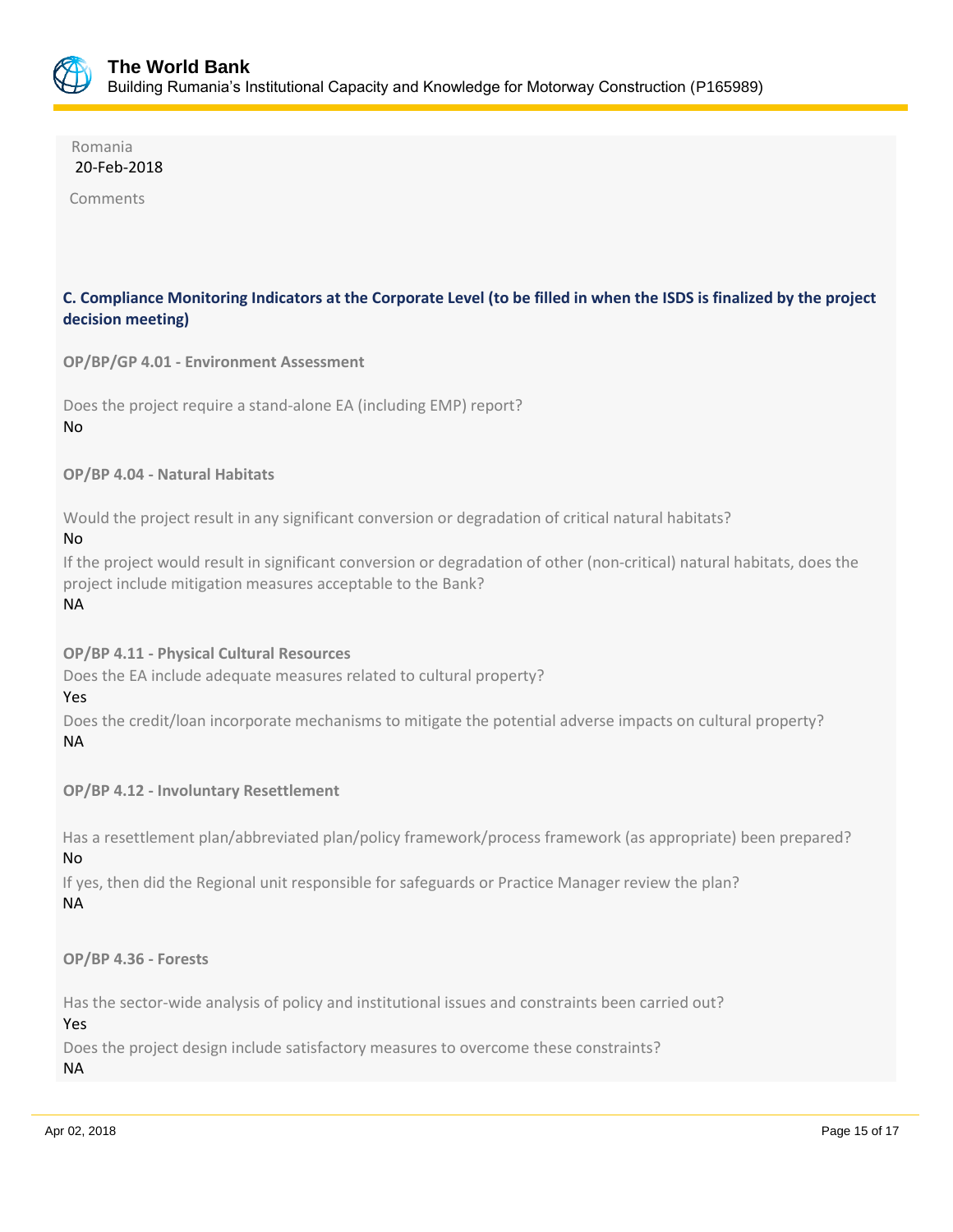Romania
20-Feb-2018

Comments

### C. Compliance Monitoring Indicators at the Corporate Level (to be filled in when the ISDS is finalized by the project decision meeting)

**OP/BP/GP 4.01 - Environment Assessment**

Does the project require a stand-alone EA (including EMP) report?
No

**OP/BP 4.04 - Natural Habitats**

Would the project result in any significant conversion or degradation of critical natural habitats?
No

If the project would result in significant conversion or degradation of other (non-critical) natural habitats, does the project include mitigation measures acceptable to the Bank?
NA

**OP/BP 4.11 - Physical Cultural Resources**

Does the EA include adequate measures related to cultural property?
Yes

Does the credit/loan incorporate mechanisms to mitigate the potential adverse impacts on cultural property?
NA

**OP/BP 4.12 - Involuntary Resettlement**

Has a resettlement plan/abbreviated plan/policy framework/process framework (as appropriate) been prepared?
No

If yes, then did the Regional unit responsible for safeguards or Practice Manager review the plan?
NA

**OP/BP 4.36 - Forests**

Has the sector-wide analysis of policy and institutional issues and constraints been carried out?
Yes

Does the project design include satisfactory measures to overcome these constraints?
NA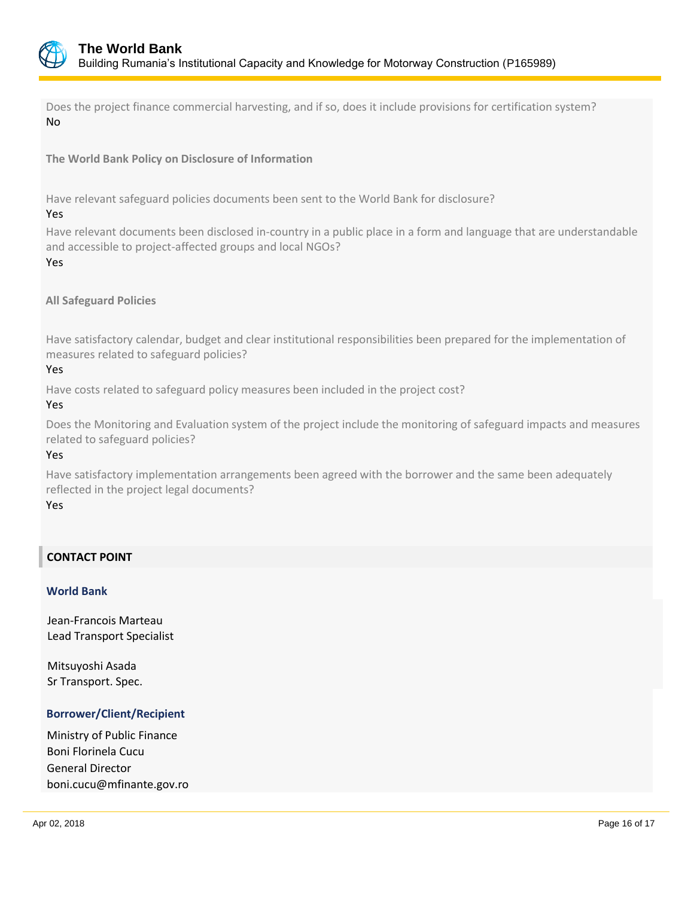Does the project finance commercial harvesting, and if so, does it include provisions for certification system?
No

**The World Bank Policy on Disclosure of Information**

Have relevant safeguard policies documents been sent to the World Bank for disclosure?
Yes

Have relevant documents been disclosed in-country in a public place in a form and language that are understandable and accessible to project-affected groups and local NGOs?
Yes

**All Safeguard Policies**

Have satisfactory calendar, budget and clear institutional responsibilities been prepared for the implementation of measures related to safeguard policies?
Yes

Have costs related to safeguard policy measures been included in the project cost?
Yes

Does the Monitoring and Evaluation system of the project include the monitoring of safeguard impacts and measures related to safeguard policies?
Yes

Have satisfactory implementation arrangements been agreed with the borrower and the same been adequately reflected in the project legal documents?
Yes

## CONTACT POINT

### World Bank

Jean-Francois Marteau
Lead Transport Specialist

Mitsuyoshi Asada
Sr Transport. Spec.

### Borrower/Client/Recipient

Ministry of Public Finance
Boni Florinela Cucu
General Director
boni.cucu@mfinante.gov.ro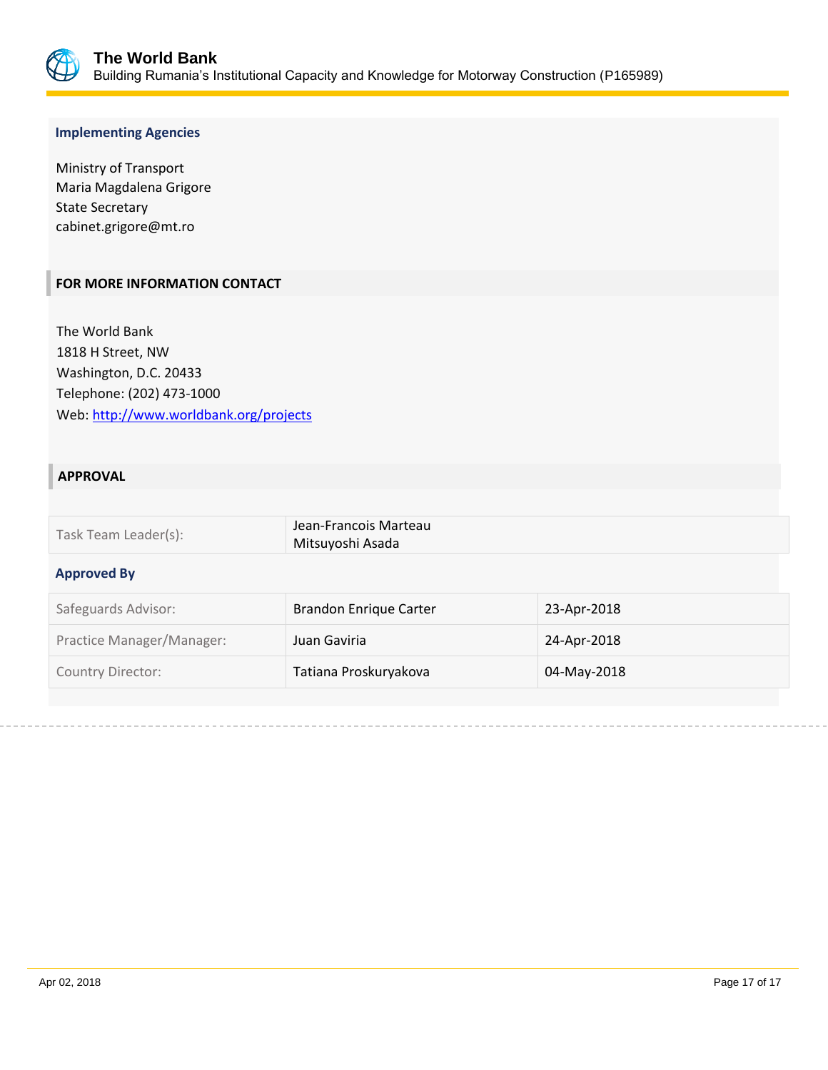### Implementing Agencies

Ministry of Transport
Maria Magdalena Grigore
State Secretary
cabinet.grigore@mt.ro

## FOR MORE INFORMATION CONTACT

The World Bank
1818 H Street, NW
Washington, D.C. 20433
Telephone: (202) 473-1000
Web: http://www.worldbank.org/projects

## APPROVAL

| | |
|---|---|
| Task Team Leader(s): | Jean-Francois Marteau<br>Mitsuyoshi Asada |

### Approved By

| | | |
|---|---|---|
| Safeguards Advisor: | Brandon Enrique Carter | 23-Apr-2018 |
| Practice Manager/Manager: | Juan Gaviria | 24-Apr-2018 |
| Country Director: | Tatiana Proskuryakova | 04-May-2018 |